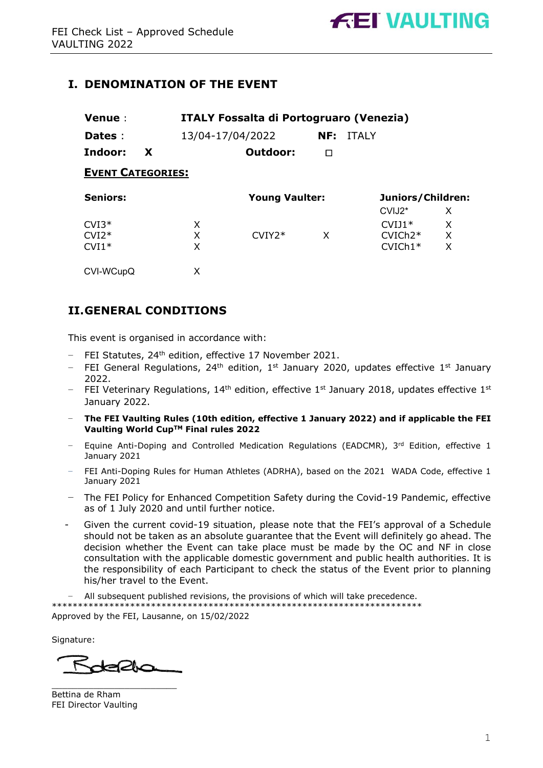# I. DENOMINATION OF THE EVENT

**Venue** : **ITALY Fossalta di Portogruaro (Venezia)**

**Dates** : 13/04-17/04/2022 **NF:** ITALY

**Indoor:** **X** **Outdoor:** ☐

**EVENT CATEGORIES:**

| **Seniors:** | | **Young Vaulter:** | | **Juniors/Children:** | |
|---|---|---|---|---|---|
| | | | | CVIJ2* | X |
| CVI3* | X | | | CVIJ1* | X |
| CVI2* | X | CVIY2* | X | CVICh2* | X |
| CVI1* | X | | | CVICh1* | X |
| CVI-WCupQ | X | | | | |

# II. GENERAL CONDITIONS

This event is organised in accordance with:

- FEI Statutes, 24th edition, effective 17 November 2021.
- FEI General Regulations, 24th edition, 1st January 2020, updates effective 1st January 2022.
- FEI Veterinary Regulations, 14th edition, effective 1st January 2018, updates effective 1st January 2022.
- **The FEI Vaulting Rules (10th edition, effective 1 January 2022) and if applicable the FEI Vaulting World Cup™ Final rules 2022**
- Equine Anti-Doping and Controlled Medication Regulations (EADCMR), 3rd Edition, effective 1 January 2021
- FEI Anti-Doping Rules for Human Athletes (ADRHA), based on the 2021 WADA Code, effective 1 January 2021
- The FEI Policy for Enhanced Competition Safety during the Covid-19 Pandemic, effective as of 1 July 2020 and until further notice.
- Given the current covid-19 situation, please note that the FEI's approval of a Schedule should not be taken as an absolute guarantee that the Event will definitely go ahead. The decision whether the Event can take place must be made by the OC and NF in close consultation with the applicable domestic government and public health authorities. It is the responsibility of each Participant to check the status of the Event prior to planning his/her travel to the Event.
- All subsequent published revisions, the provisions of which will take precedence.

\*\*\*\*\*\*\*\*\*\*\*\*\*\*\*\*\*\*\*\*\*\*\*\*\*\*\*\*\*\*\*\*\*\*\*\*\*\*\*\*\*\*\*\*\*\*\*\*\*\*\*\*\*\*\*\*\*\*\*\*\*\*\*\*\*\*\*\*\*\*\*

Approved by the FEI, Lausanne, on 15/02/2022

Signature:

Bettina de Rham
FEI Director Vaulting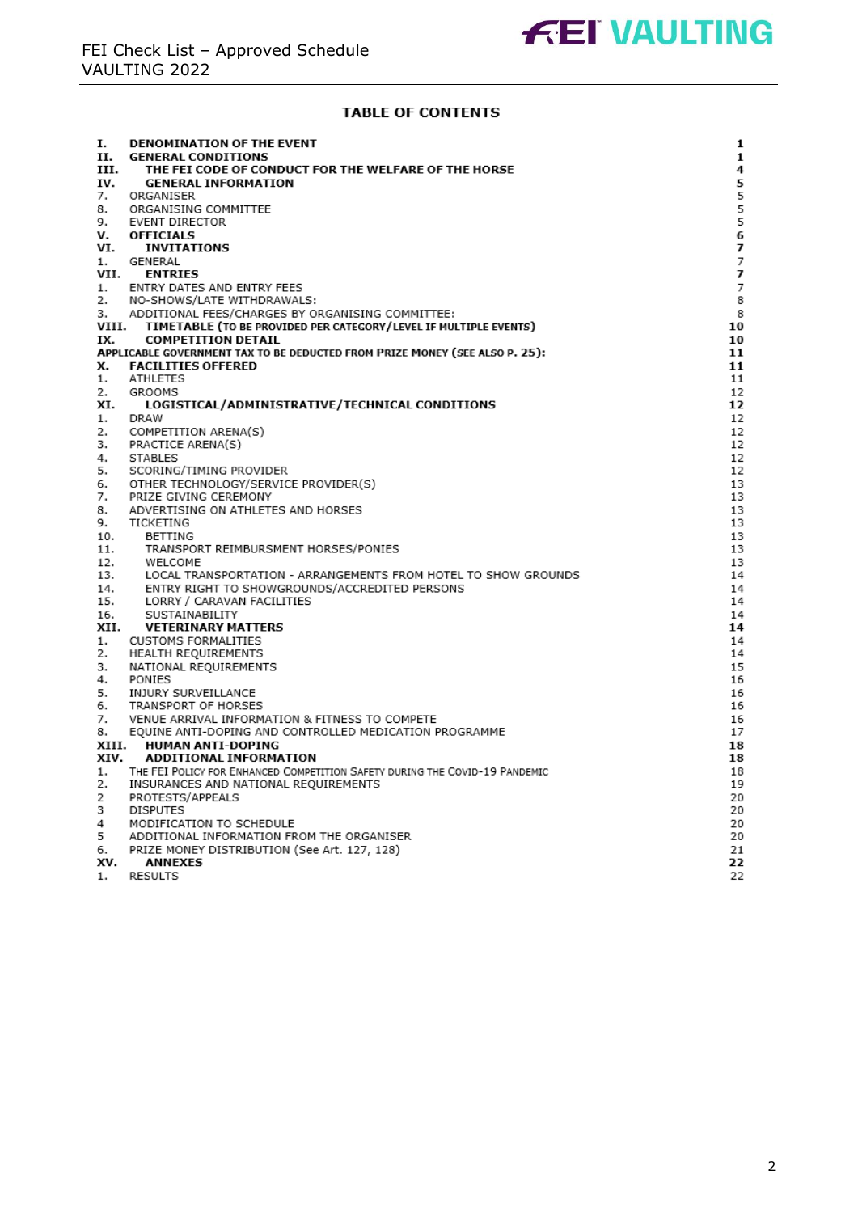## TABLE OF CONTENTS

| | | |
|---|---|---|
| **I.** | **DENOMINATION OF THE EVENT** | **1** |
| **II.** | **GENERAL CONDITIONS** | **1** |
| **III.** | **THE FEI CODE OF CONDUCT FOR THE WELFARE OF THE HORSE** | **4** |
| **IV.** | **GENERAL INFORMATION** | **5** |
| 7. | ORGANISER | 5 |
| 8. | ORGANISING COMMITTEE | 5 |
| 9. | EVENT DIRECTOR | 5 |
| **V.** | **OFFICIALS** | **6** |
| **VI.** | **INVITATIONS** | **7** |
| 1. | GENERAL | 7 |
| **VII.** | **ENTRIES** | **7** |
| 1. | ENTRY DATES AND ENTRY FEES | 7 |
| 2. | NO-SHOWS/LATE WITHDRAWALS: | 8 |
| 3. | ADDITIONAL FEES/CHARGES BY ORGANISING COMMITTEE: | 8 |
| **VIII.** | **TIMETABLE (TO BE PROVIDED PER CATEGORY/LEVEL IF MULTIPLE EVENTS)** | **10** |
| **IX.** | **COMPETITION DETAIL** | **10** |
| | **APPLICABLE GOVERNMENT TAX TO BE DEDUCTED FROM PRIZE MONEY (SEE ALSO P. 25):** | **11** |
| **X.** | **FACILITIES OFFERED** | **11** |
| 1. | ATHLETES | 11 |
| 2. | GROOMS | 12 |
| **XI.** | **LOGISTICAL/ADMINISTRATIVE/TECHNICAL CONDITIONS** | **12** |
| 1. | DRAW | 12 |
| 2. | COMPETITION ARENA(S) | 12 |
| 3. | PRACTICE ARENA(S) | 12 |
| 4. | STABLES | 12 |
| 5. | SCORING/TIMING PROVIDER | 12 |
| 6. | OTHER TECHNOLOGY/SERVICE PROVIDER(S) | 13 |
| 7. | PRIZE GIVING CEREMONY | 13 |
| 8. | ADVERTISING ON ATHLETES AND HORSES | 13 |
| 9. | TICKETING | 13 |
| 10. | BETTING | 13 |
| 11. | TRANSPORT REIMBURSMENT HORSES/PONIES | 13 |
| 12. | WELCOME | 13 |
| 13. | LOCAL TRANSPORTATION - ARRANGEMENTS FROM HOTEL TO SHOW GROUNDS | 14 |
| 14. | ENTRY RIGHT TO SHOWGROUNDS/ACCREDITED PERSONS | 14 |
| 15. | LORRY / CARAVAN FACILITIES | 14 |
| 16. | SUSTAINABILITY | 14 |
| **XII.** | **VETERINARY MATTERS** | **14** |
| 1. | CUSTOMS FORMALITIES | 14 |
| 2. | HEALTH REQUIREMENTS | 14 |
| 3. | NATIONAL REQUIREMENTS | 15 |
| 4. | PONIES | 16 |
| 5. | INJURY SURVEILLANCE | 16 |
| 6. | TRANSPORT OF HORSES | 16 |
| 7. | VENUE ARRIVAL INFORMATION & FITNESS TO COMPETE | 16 |
| 8. | EQUINE ANTI-DOPING AND CONTROLLED MEDICATION PROGRAMME | 17 |
| **XIII.** | **HUMAN ANTI-DOPING** | **18** |
| **XIV.** | **ADDITIONAL INFORMATION** | **18** |
| 1. | THE FEI POLICY FOR ENHANCED COMPETITION SAFETY DURING THE COVID-19 PANDEMIC | 18 |
| 2. | INSURANCES AND NATIONAL REQUIREMENTS | 19 |
| 2 | PROTESTS/APPEALS | 20 |
| 3 | DISPUTES | 20 |
| 4 | MODIFICATION TO SCHEDULE | 20 |
| 5 | ADDITIONAL INFORMATION FROM THE ORGANISER | 20 |
| 6. | PRIZE MONEY DISTRIBUTION (See Art. 127, 128) | 21 |
| **XV.** | **ANNEXES** | **22** |
| 1. | RESULTS | 22 |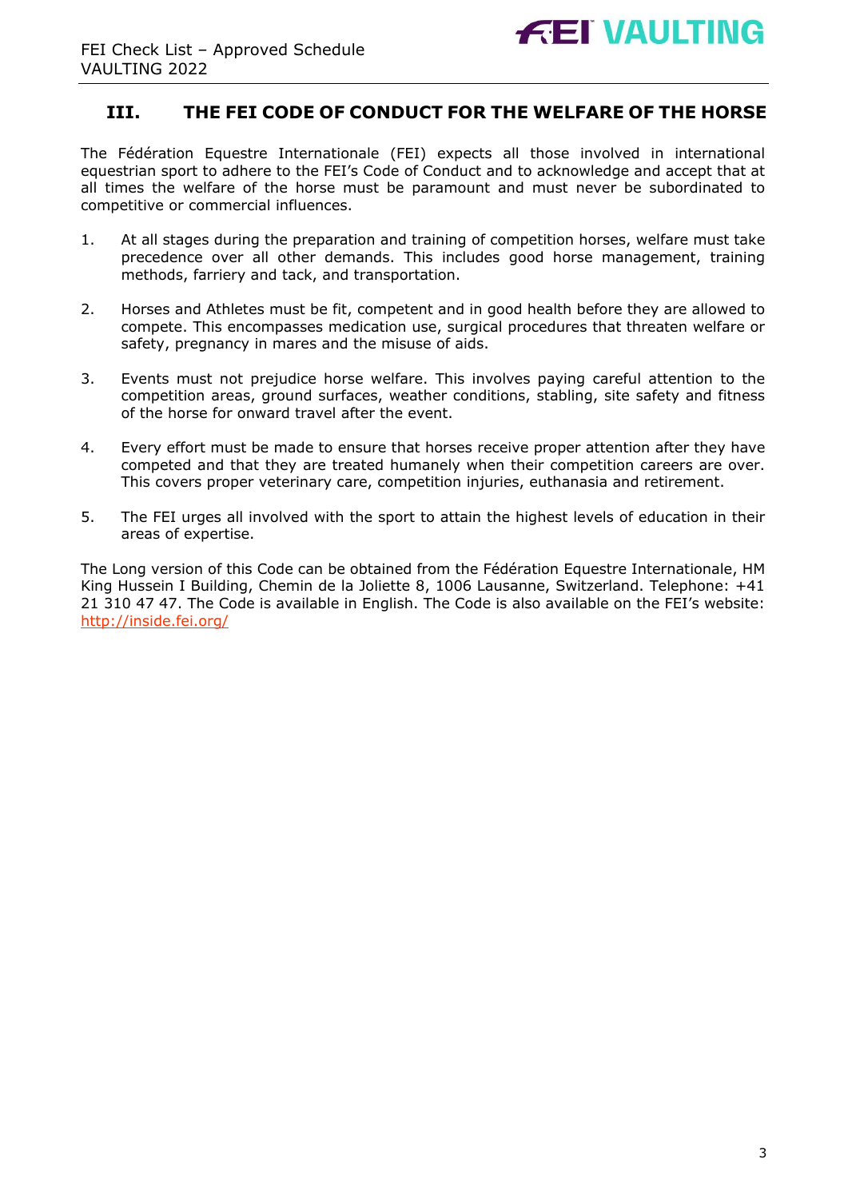## III. THE FEI CODE OF CONDUCT FOR THE WELFARE OF THE HORSE

The Fédération Equestre Internationale (FEI) expects all those involved in international equestrian sport to adhere to the FEI's Code of Conduct and to acknowledge and accept that at all times the welfare of the horse must be paramount and must never be subordinated to competitive or commercial influences.

1. At all stages during the preparation and training of competition horses, welfare must take precedence over all other demands. This includes good horse management, training methods, farriery and tack, and transportation.

2. Horses and Athletes must be fit, competent and in good health before they are allowed to compete. This encompasses medication use, surgical procedures that threaten welfare or safety, pregnancy in mares and the misuse of aids.

3. Events must not prejudice horse welfare. This involves paying careful attention to the competition areas, ground surfaces, weather conditions, stabling, site safety and fitness of the horse for onward travel after the event.

4. Every effort must be made to ensure that horses receive proper attention after they have competed and that they are treated humanely when their competition careers are over. This covers proper veterinary care, competition injuries, euthanasia and retirement.

5. The FEI urges all involved with the sport to attain the highest levels of education in their areas of expertise.

The Long version of this Code can be obtained from the Fédération Equestre Internationale, HM King Hussein I Building, Chemin de la Joliette 8, 1006 Lausanne, Switzerland. Telephone: +41 21 310 47 47. The Code is available in English. The Code is also available on the FEI's website: [http://inside.fei.org/](http://inside.fei.org/)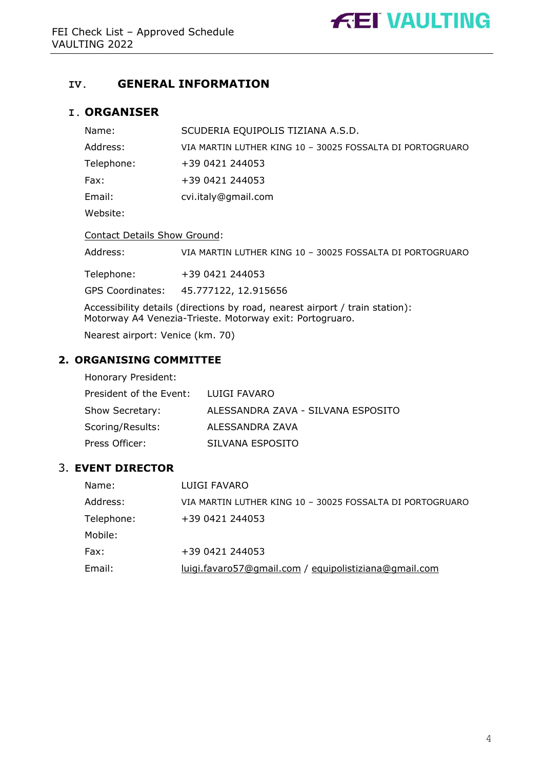## IV. GENERAL INFORMATION

### I. ORGANISER

| | |
|---|---|
| Name: | SCUDERIA EQUIPOLIS TIZIANA A.S.D. |
| Address: | VIA MARTIN LUTHER KING 10 – 30025 FOSSALTA DI PORTOGRUARO |
| Telephone: | +39 0421 244053 |
| Fax: | +39 0421 244053 |
| Email: | cvi.italy@gmail.com |
| Website: | |

Contact Details Show Ground:

| | |
|---|---|
| Address: | VIA MARTIN LUTHER KING 10 – 30025 FOSSALTA DI PORTOGRUARO |
| Telephone: | +39 0421 244053 |
| GPS Coordinates: | 45.777122, 12.915656 |

Accessibility details (directions by road, nearest airport / train station):
Motorway A4 Venezia-Trieste. Motorway exit: Portogruaro.

Nearest airport: Venice (km. 70)

### 2. ORGANISING COMMITTEE

| | |
|---|---|
| Honorary President: | |
| President of the Event: | LUIGI FAVARO |
| Show Secretary: | ALESSANDRA ZAVA - SILVANA ESPOSITO |
| Scoring/Results: | ALESSANDRA ZAVA |
| Press Officer: | SILVANA ESPOSITO |

### 3. EVENT DIRECTOR

| | |
|---|---|
| Name: | LUIGI FAVARO |
| Address: | VIA MARTIN LUTHER KING 10 – 30025 FOSSALTA DI PORTOGRUARO |
| Telephone: | +39 0421 244053 |
| Mobile: | |
| Fax: | +39 0421 244053 |
| Email: | luigi.favaro57@gmail.com / equipolistiziana@gmail.com |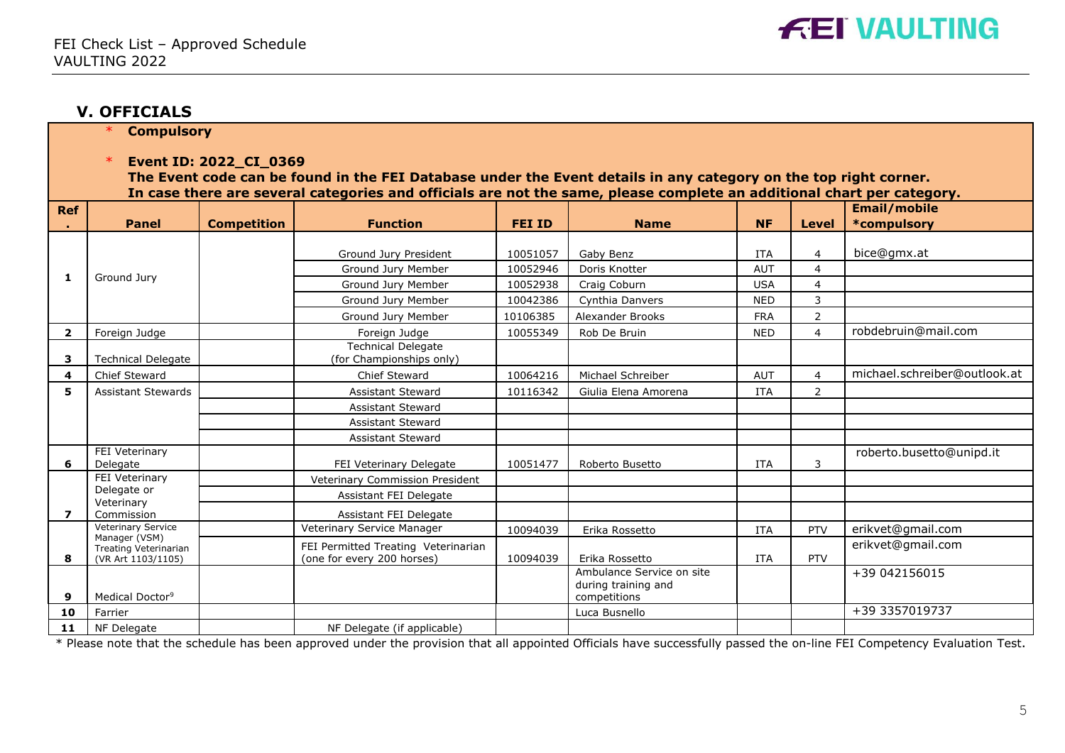## V. OFFICIALS

\* **Compulsory**

\* **Event ID: 2022_CI_0369**
**The Event code can be found in the FEI Database under the Event details in any category on the top right corner.**
**In case there are several categories and officials are not the same, please complete an additional chart per category.**

| Ref. | Panel | Competition | Function | FEI ID | Name | NF | Level | Email/mobile *compulsory |
|---|---|---|---|---|---|---|---|---|
| 1 | Ground Jury | | Ground Jury President | 10051057 | Gaby Benz | ITA | 4 | bice@gmx.at |
| | | | Ground Jury Member | 10052946 | Doris Knotter | AUT | 4 | |
| | | | Ground Jury Member | 10052938 | Craig Coburn | USA | 4 | |
| | | | Ground Jury Member | 10042386 | Cynthia Danvers | NED | 3 | |
| | | | Ground Jury Member | 10106385 | Alexander Brooks | FRA | 2 | |
| 2 | Foreign Judge | | Foreign Judge | 10055349 | Rob De Bruin | NED | 4 | robdebruin@mail.com |
| 3 | Technical Delegate | | Technical Delegate (for Championships only) | | | | | |
| 4 | Chief Steward | | Chief Steward | 10064216 | Michael Schreiber | AUT | 4 | michael.schreiber@outlook.at |
| 5 | Assistant Stewards | | Assistant Steward | 10116342 | Giulia Elena Amorena | ITA | 2 | |
| | | | Assistant Steward | | | | | |
| | | | Assistant Steward | | | | | |
| | | | Assistant Steward | | | | | |
| 6 | FEI Veterinary Delegate | | FEI Veterinary Delegate | 10051477 | Roberto Busetto | ITA | 3 | roberto.busetto@unipd.it |
| 7 | FEI Veterinary Delegate or Veterinary Commission | | Veterinary Commission President | | | | | |
| | | | Assistant FEI Delegate | | | | | |
| | | | Assistant FEI Delegate | | | | | |
| 8 | Veterinary Service Manager (VSM) Treating Veterinarian (VR Art 1103/1105) | | Veterinary Service Manager | 10094039 | Erika Rossetto | ITA | PTV | erikvet@gmail.com |
| | | | FEI Permitted Treating Veterinarian (one for every 200 horses) | 10094039 | Erika Rossetto | ITA | PTV | erikvet@gmail.com |
| 9 | Medical Doctor[9] | | | | Ambulance Service on site during training and competitions | | | +39 042156015 |
| 10 | Farrier | | | | Luca Busnello | | | +39 3357019737 |
| 11 | NF Delegate | | NF Delegate (if applicable) | | | | | |

\* Please note that the schedule has been approved under the provision that all appointed Officials have successfully passed the on-line FEI Competency Evaluation Test.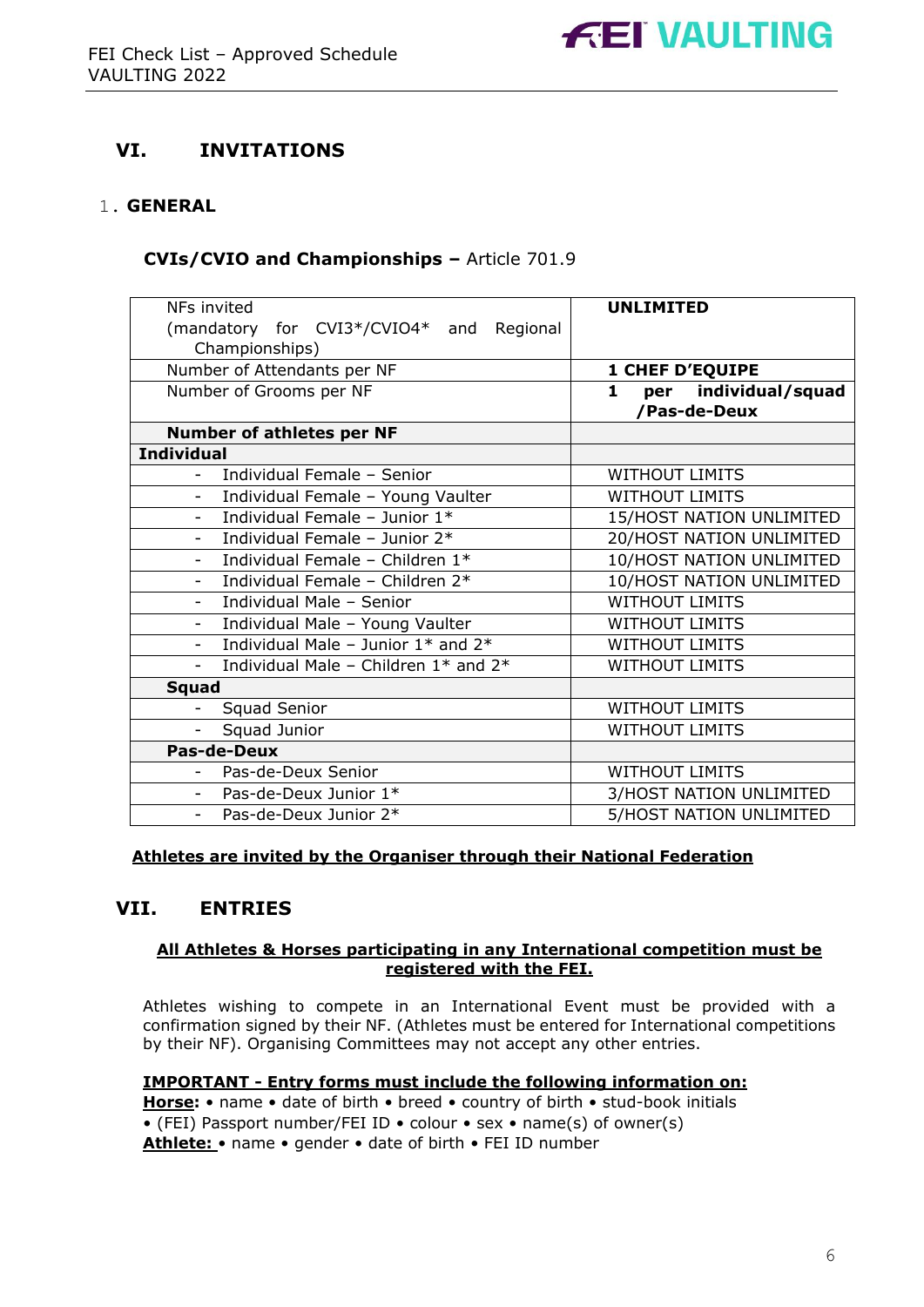## VI. INVITATIONS

### 1. GENERAL

**CVIs/CVIO and Championships –** Article 701.9

| NFs invited (mandatory for CVI3*/CVIO4* and Regional Championships) | **UNLIMITED** |
|---|---|
| Number of Attendants per NF | **1 CHEF D'EQUIPE** |
| Number of Grooms per NF | **1 per individual/squad /Pas-de-Deux** |
| **Number of athletes per NF** | |
| **Individual** | |
| - Individual Female – Senior | WITHOUT LIMITS |
| - Individual Female – Young Vaulter | WITHOUT LIMITS |
| - Individual Female – Junior 1* | 15/HOST NATION UNLIMITED |
| - Individual Female – Junior 2* | 20/HOST NATION UNLIMITED |
| - Individual Female – Children 1* | 10/HOST NATION UNLIMITED |
| - Individual Female – Children 2* | 10/HOST NATION UNLIMITED |
| - Individual Male – Senior | WITHOUT LIMITS |
| - Individual Male – Young Vaulter | WITHOUT LIMITS |
| - Individual Male – Junior 1* and 2* | WITHOUT LIMITS |
| - Individual Male – Children 1* and 2* | WITHOUT LIMITS |
| **Squad** | |
| - Squad Senior | WITHOUT LIMITS |
| - Squad Junior | WITHOUT LIMITS |
| **Pas-de-Deux** | |
| - Pas-de-Deux Senior | WITHOUT LIMITS |
| - Pas-de-Deux Junior 1* | 3/HOST NATION UNLIMITED |
| - Pas-de-Deux Junior 2* | 5/HOST NATION UNLIMITED |

**Athletes are invited by the Organiser through their National Federation**

## VII. ENTRIES

**All Athletes & Horses participating in any International competition must be registered with the FEI.**

Athletes wishing to compete in an International Event must be provided with a confirmation signed by their NF. (Athletes must be entered for International competitions by their NF). Organising Committees may not accept any other entries.

**IMPORTANT - Entry forms must include the following information on:**
**Horse:** • name • date of birth • breed • country of birth • stud-book initials • (FEI) Passport number/FEI ID • colour • sex • name(s) of owner(s)
**Athlete:** • name • gender • date of birth • FEI ID number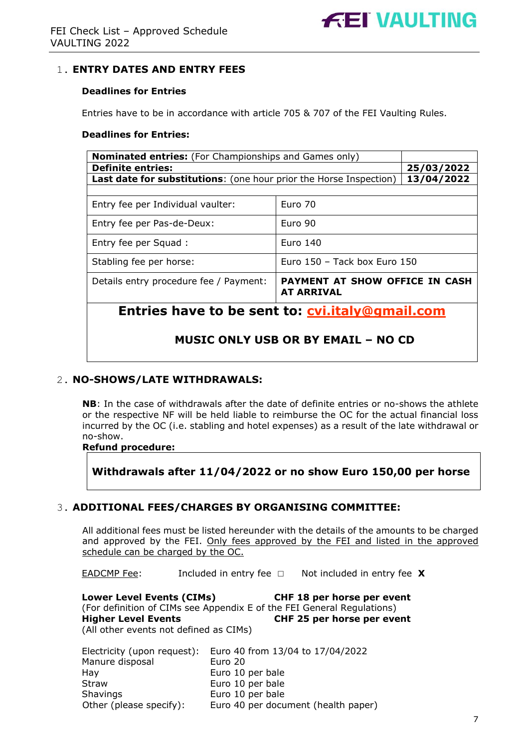## 1. ENTRY DATES AND ENTRY FEES

**Deadlines for Entries**

Entries have to be in accordance with article 705 & 707 of the FEI Vaulting Rules.

**Deadlines for Entries:**

| | |
|---|---|
| **Nominated entries:** (For Championships and Games only) | |
| **Definite entries:** | **25/03/2022** |
| **Last date for substitutions**: (one hour prior the Horse Inspection) | **13/04/2022** |

| | |
|---|---|
| Entry fee per Individual vaulter: | Euro 70 |
| Entry fee per Pas-de-Deux: | Euro 90 |
| Entry fee per Squad : | Euro 140 |
| Stabling fee per horse: | Euro 150 – Tack box Euro 150 |
| Details entry procedure fee / Payment: | **PAYMENT AT SHOW OFFICE IN CASH AT ARRIVAL** |

**Entries have to be sent to: cvi.italy@gmail.com**

**MUSIC ONLY USB OR BY EMAIL – NO CD**

## 2. NO-SHOWS/LATE WITHDRAWALS:

**NB**: In the case of withdrawals after the date of definite entries or no-shows the athlete or the respective NF will be held liable to reimburse the OC for the actual financial loss incurred by the OC (i.e. stabling and hotel expenses) as a result of the late withdrawal or no-show.

**Refund procedure:**

**Withdrawals after 11/04/2022 or no show Euro 150,00 per horse**

## 3. ADDITIONAL FEES/CHARGES BY ORGANISING COMMITTEE:

All additional fees must be listed hereunder with the details of the amounts to be charged and approved by the FEI. Only fees approved by the FEI and listed in the approved schedule can be charged by the OC.

EADCMP Fee: Included in entry fee □ Not included in entry fee **X**

**Lower Level Events (CIMs)** **CHF 18 per horse per event**
(For definition of CIMs see Appendix E of the FEI General Regulations)
**Higher Level Events** **CHF 25 per horse per event**
(All other events not defined as CIMs)

| | |
|---|---|
| Electricity (upon request): | Euro 40 from 13/04 to 17/04/2022 |
| Manure disposal | Euro 20 |
| Hay | Euro 10 per bale |
| Straw | Euro 10 per bale |
| Shavings | Euro 10 per bale |
| Other (please specify): | Euro 40 per document (health paper) |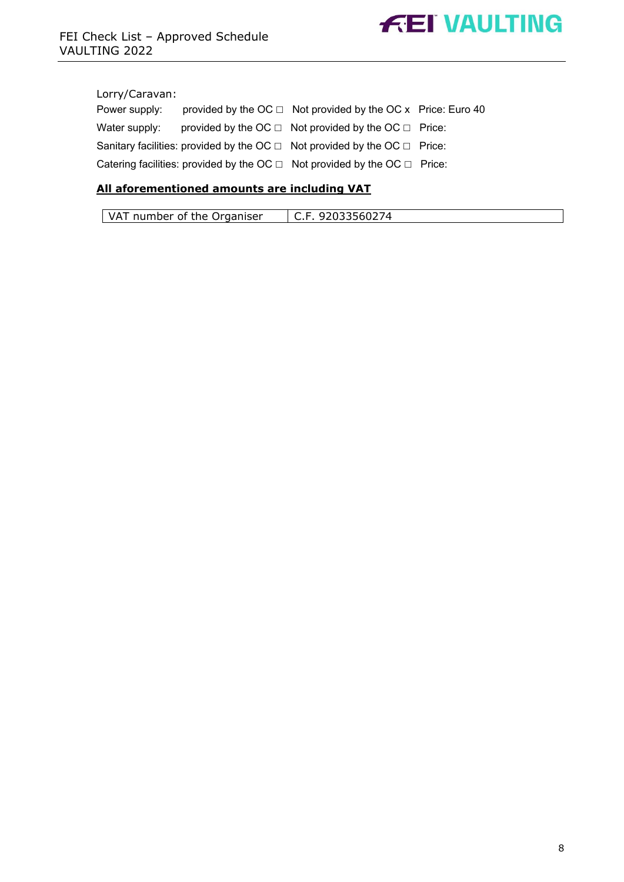Lorry/Caravan:

Power supply: provided by the OC ☐ Not provided by the OC x Price: Euro 40

Water supply: provided by the OC ☐ Not provided by the OC ☐ Price:

Sanitary facilities: provided by the OC ☐ Not provided by the OC ☐ Price:

Catering facilities: provided by the OC ☐ Not provided by the OC ☐ Price:

**All aforementioned amounts are including VAT**

| VAT number of the Organiser | C.F. 92033560274 |
|---|---|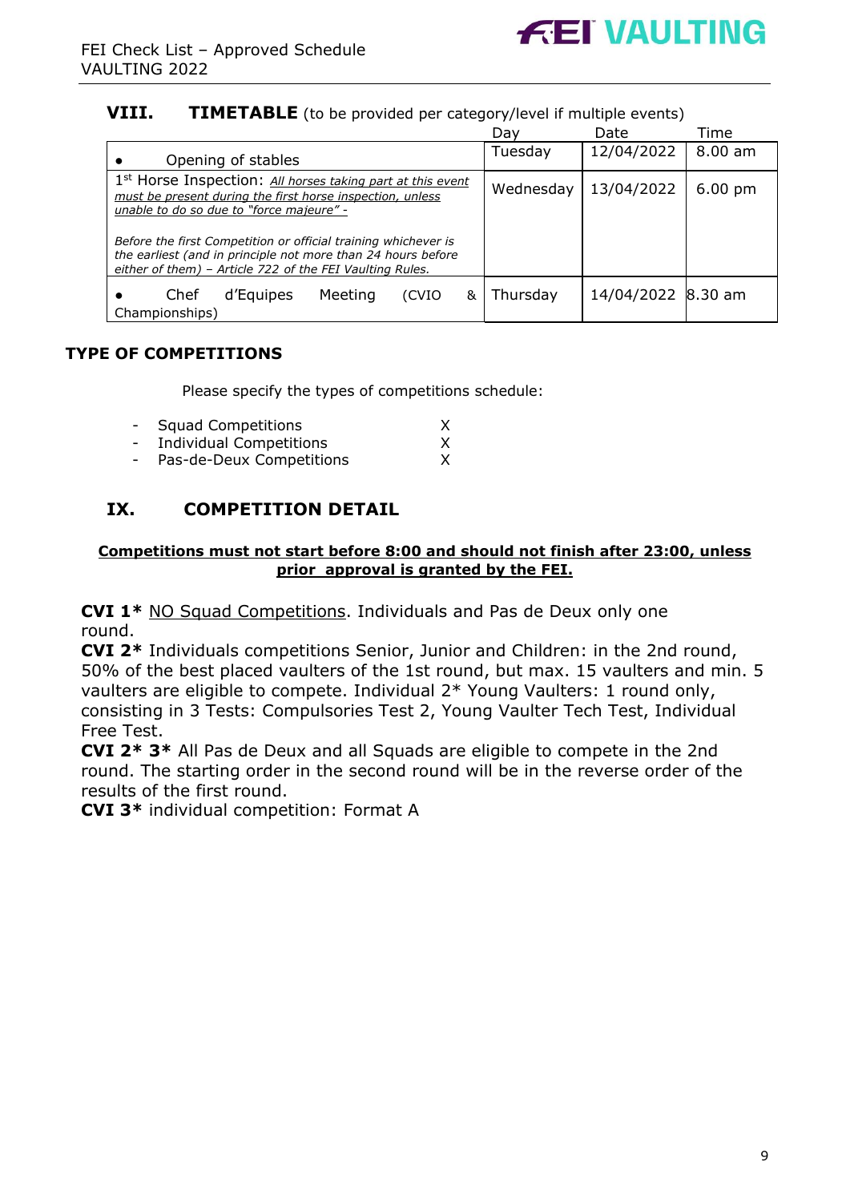## VIII. TIMETABLE (to be provided per category/level if multiple events)

| | Day | Date | Time |
|---|---|---|---|
| • Opening of stables | Tuesday | 12/04/2022 | 8.00 am |
| 1st Horse Inspection: *All horses taking part at this event must be present during the first horse inspection, unless unable to do so due to "force majeure" -* <br><br> *Before the first Competition or official training whichever is the earliest (and in principle not more than 24 hours before either of them) – Article 722 of the FEI Vaulting Rules.* | Wednesday | 13/04/2022 | 6.00 pm |
| • Chef d'Equipes Meeting (CVIO & Championships) | Thursday | 14/04/2022 | 8.30 am |

### TYPE OF COMPETITIONS

Please specify the types of competitions schedule:

- Squad Competitions X
- Individual Competitions X
- Pas-de-Deux Competitions X

## IX. COMPETITION DETAIL

**Competitions must not start before 8:00 and should not finish after 23:00, unless prior approval is granted by the FEI.**

**CVI 1*** NO Squad Competitions. Individuals and Pas de Deux only one round.

**CVI 2*** Individuals competitions Senior, Junior and Children: in the 2nd round, 50% of the best placed vaulters of the 1st round, but max. 15 vaulters and min. 5 vaulters are eligible to compete. Individual 2* Young Vaulters: 1 round only, consisting in 3 Tests: Compulsories Test 2, Young Vaulter Tech Test, Individual Free Test.

**CVI 2* 3*** All Pas de Deux and all Squads are eligible to compete in the 2nd round. The starting order in the second round will be in the reverse order of the results of the first round.

**CVI 3*** individual competition: Format A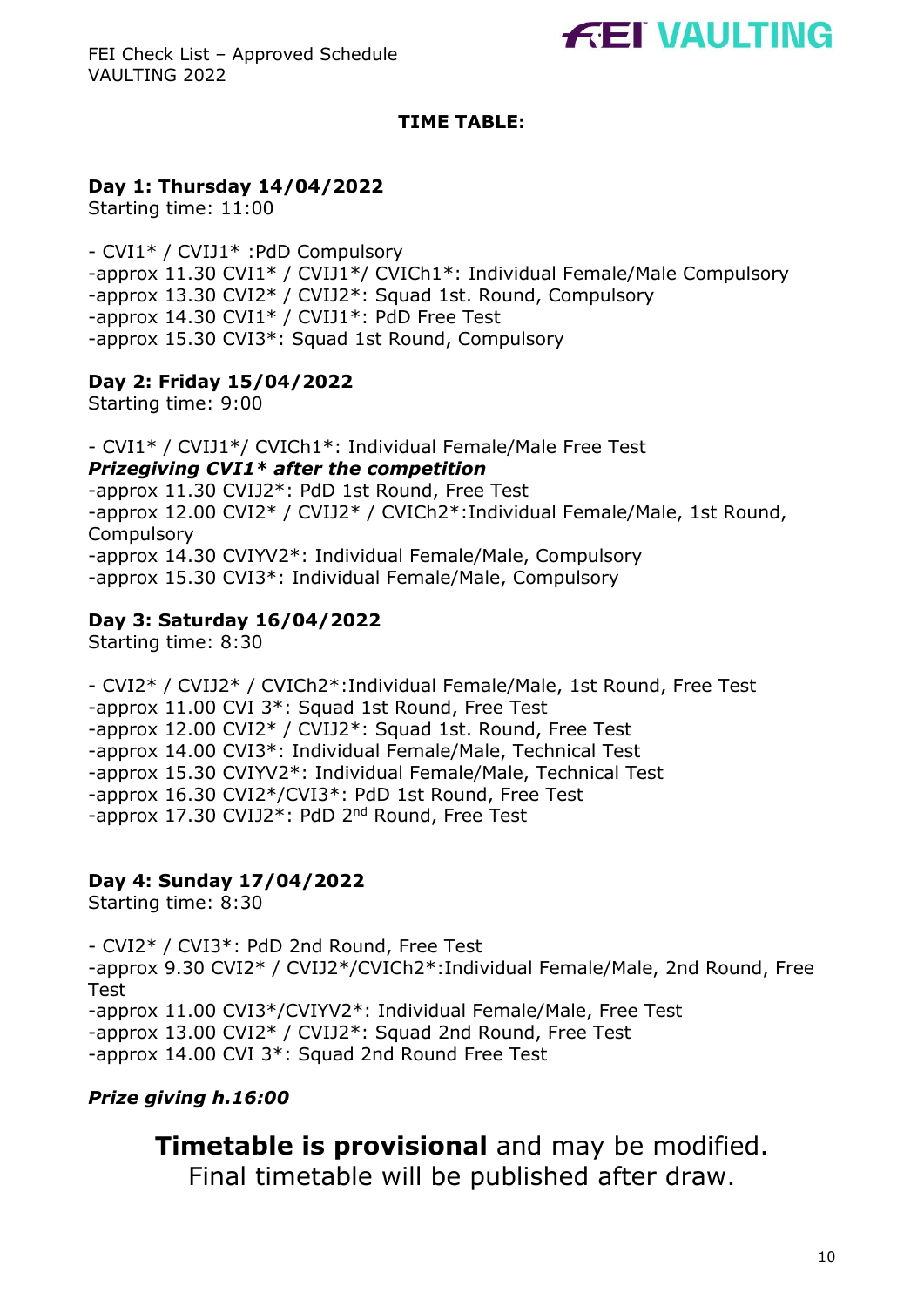**TIME TABLE:**

**Day 1: Thursday 14/04/2022**
Starting time: 11:00

- CVI1* / CVIJ1* :PdD Compulsory
-approx 11.30 CVI1* / CVIJ1*/ CVICh1*: Individual Female/Male Compulsory
-approx 13.30 CVI2* / CVIJ2*: Squad 1st. Round, Compulsory
-approx 14.30 CVI1* / CVIJ1*: PdD Free Test
-approx 15.30 CVI3*: Squad 1st Round, Compulsory

**Day 2: Friday 15/04/2022**
Starting time: 9:00

- CVI1* / CVIJ1*/ CVICh1*: Individual Female/Male Free Test
***Prizegiving CVI1* after the competition***
-approx 11.30 CVIJ2*: PdD 1st Round, Free Test
-approx 12.00 CVI2* / CVIJ2* / CVICh2*:Individual Female/Male, 1st Round, Compulsory
-approx 14.30 CVIYV2*: Individual Female/Male, Compulsory
-approx 15.30 CVI3*: Individual Female/Male, Compulsory

**Day 3: Saturday 16/04/2022**
Starting time: 8:30

- CVI2* / CVIJ2* / CVICh2*:Individual Female/Male, 1st Round, Free Test
-approx 11.00 CVI 3*: Squad 1st Round, Free Test
-approx 12.00 CVI2* / CVIJ2*: Squad 1st. Round, Free Test
-approx 14.00 CVI3*: Individual Female/Male, Technical Test
-approx 15.30 CVIYV2*: Individual Female/Male, Technical Test
-approx 16.30 CVI2*/CVI3*: PdD 1st Round, Free Test
-approx 17.30 CVIJ2*: PdD 2nd Round, Free Test

**Day 4: Sunday 17/04/2022**
Starting time: 8:30

- CVI2* / CVI3*: PdD 2nd Round, Free Test
-approx 9.30 CVI2* / CVIJ2*/CVICh2*:Individual Female/Male, 2nd Round, Free Test
-approx 11.00 CVI3*/CVIYV2*: Individual Female/Male, Free Test
-approx 13.00 CVI2* / CVIJ2*: Squad 2nd Round, Free Test
-approx 14.00 CVI 3*: Squad 2nd Round Free Test

***Prize giving h.16:00***

**Timetable is provisional** and may be modified.
Final timetable will be published after draw.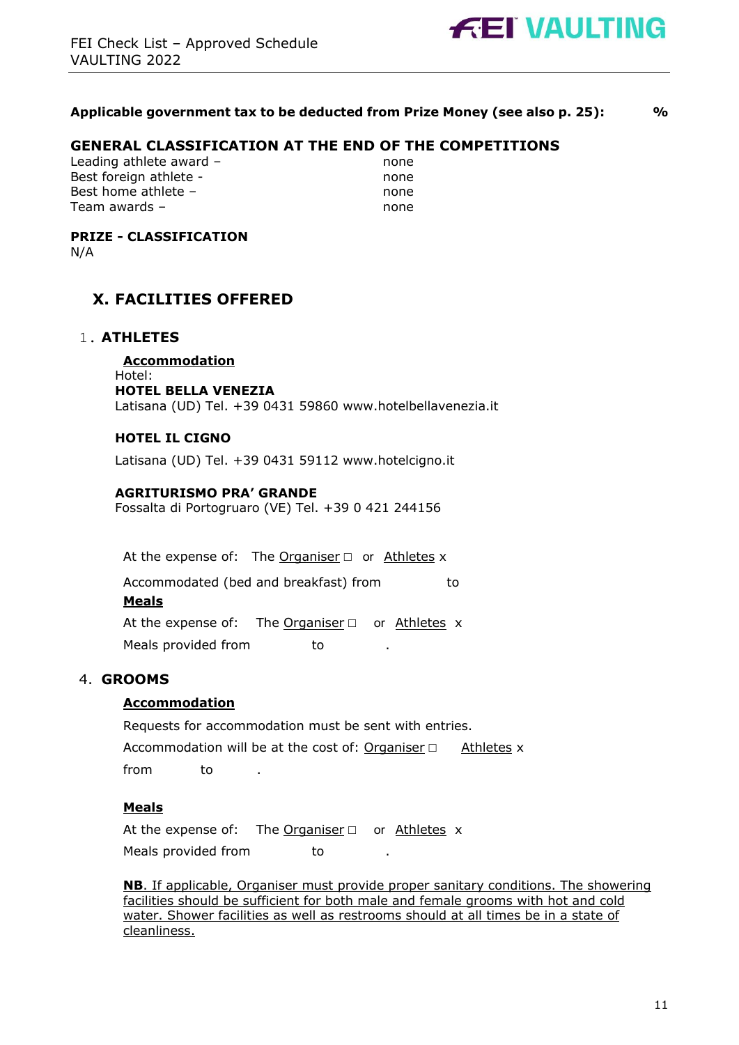**Applicable government tax to be deducted from Prize Money (see also p. 25): %**

## GENERAL CLASSIFICATION AT THE END OF THE COMPETITIONS

| | |
|---|---|
| Leading athlete award – | none |
| Best foreign athlete - | none |
| Best home athlete – | none |
| Team awards – | none |

**PRIZE - CLASSIFICATION**

N/A

# X. FACILITIES OFFERED

## 1. ATHLETES

**Accommodation**

Hotel:

**HOTEL BELLA VENEZIA**

Latisana (UD) Tel. +39 0431 59860 www.hotelbellavenezia.it

**HOTEL IL CIGNO**

Latisana (UD) Tel. +39 0431 59112 www.hotelcigno.it

**AGRITURISMO PRA' GRANDE**

Fossalta di Portogruaro (VE) Tel. +39 0 421 244156

At the expense of: The Organiser □ or Athletes x

Accommodated (bed and breakfast) from to

**Meals**

At the expense of: The Organiser □ or Athletes x

Meals provided from to .

## 4. GROOMS

**Accommodation**

Requests for accommodation must be sent with entries.

Accommodation will be at the cost of: Organiser □ Athletes x

from to .

**Meals**

At the expense of: The Organiser □ or Athletes x

Meals provided from to .

**NB**. If applicable, Organiser must provide proper sanitary conditions. The showering facilities should be sufficient for both male and female grooms with hot and cold water. Shower facilities as well as restrooms should at all times be in a state of cleanliness.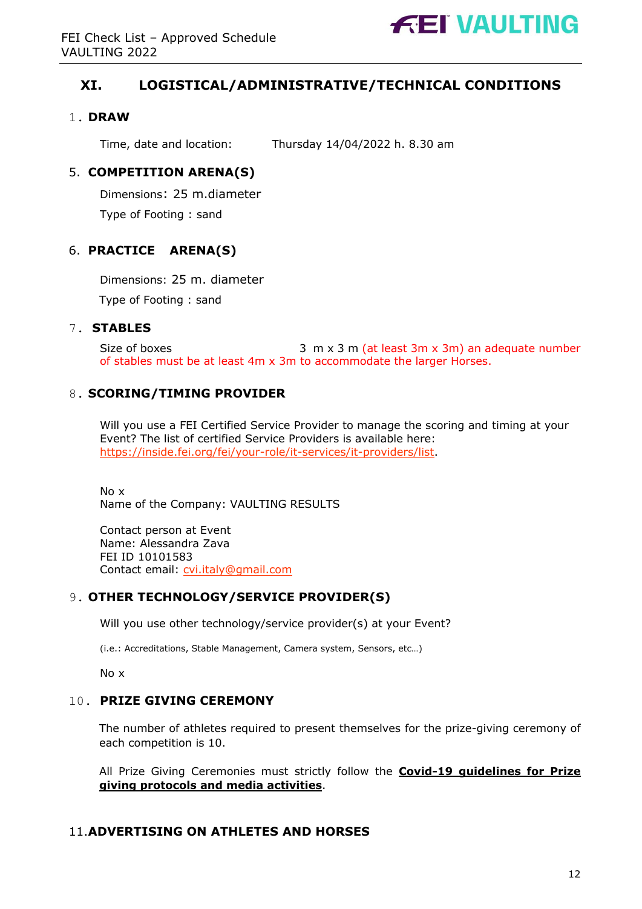## XI. LOGISTICAL/ADMINISTRATIVE/TECHNICAL CONDITIONS

### 1. DRAW

Time, date and location: Thursday 14/04/2022 h. 8.30 am

### 5. COMPETITION ARENA(S)

Dimensions: 25 m.diameter

Type of Footing : sand

### 6. PRACTICE ARENA(S)

Dimensions: 25 m. diameter

Type of Footing : sand

### 7. STABLES

Size of boxes 3 m x 3 m (at least 3m x 3m) an adequate number of stables must be at least 4m x 3m to accommodate the larger Horses.

### 8. SCORING/TIMING PROVIDER

Will you use a FEI Certified Service Provider to manage the scoring and timing at your Event? The list of certified Service Providers is available here: https://inside.fei.org/fei/your-role/it-services/it-providers/list.

No x
Name of the Company: VAULTING RESULTS

Contact person at Event
Name: Alessandra Zava
FEI ID 10101583
Contact email: cvi.italy@gmail.com

### 9. OTHER TECHNOLOGY/SERVICE PROVIDER(S)

Will you use other technology/service provider(s) at your Event?

(i.e.: Accreditations, Stable Management, Camera system, Sensors, etc…)

No x

### 10. PRIZE GIVING CEREMONY

The number of athletes required to present themselves for the prize-giving ceremony of each competition is 10.

All Prize Giving Ceremonies must strictly follow the **Covid-19 guidelines for Prize giving protocols and media activities**.

### 11. ADVERTISING ON ATHLETES AND HORSES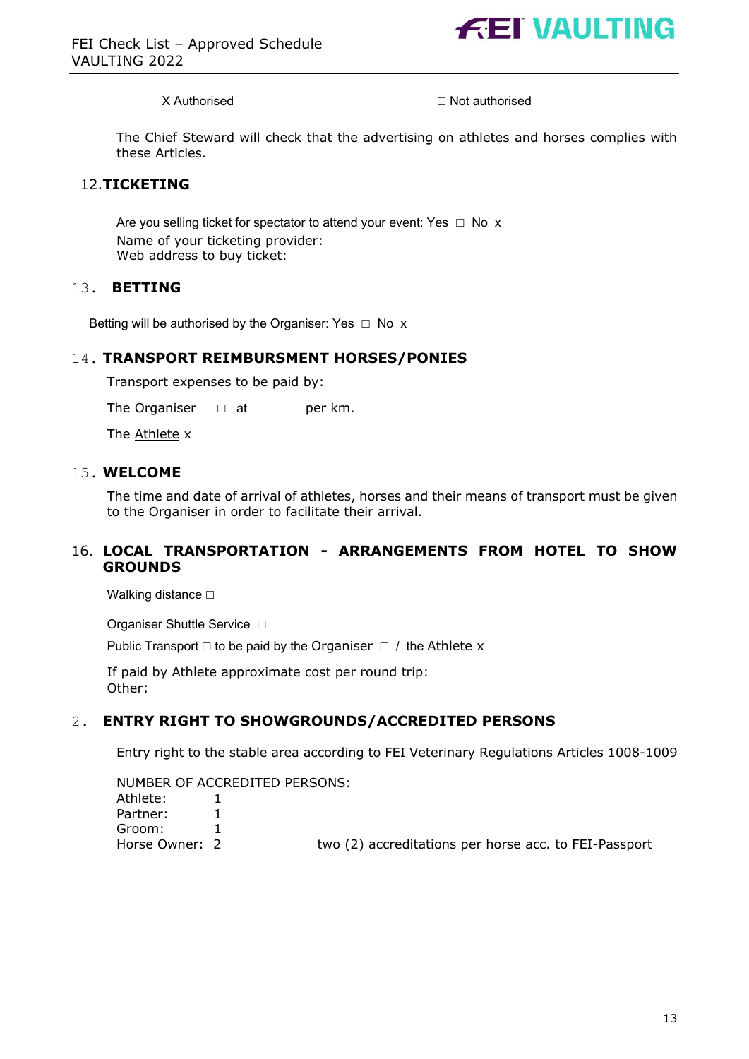X Authorised ☐ Not authorised

The Chief Steward will check that the advertising on athletes and horses complies with these Articles.

## 12. TICKETING

Are you selling ticket for spectator to attend your event: Yes ☐ No x

Name of your ticketing provider:

Web address to buy ticket:

## 13. BETTING

Betting will be authorised by the Organiser: Yes ☐ No x

## 14. TRANSPORT REIMBURSMENT HORSES/PONIES

Transport expenses to be paid by:

The Organiser ☐ at per km.

The Athlete x

## 15. WELCOME

The time and date of arrival of athletes, horses and their means of transport must be given to the Organiser in order to facilitate their arrival.

## 16. LOCAL TRANSPORTATION - ARRANGEMENTS FROM HOTEL TO SHOW GROUNDS

Walking distance ☐

Organiser Shuttle Service ☐

Public Transport ☐ to be paid by the Organiser ☐ / the Athlete x

If paid by Athlete approximate cost per round trip:

Other:

## 2. ENTRY RIGHT TO SHOWGROUNDS/ACCREDITED PERSONS

Entry right to the stable area according to FEI Veterinary Regulations Articles 1008-1009

NUMBER OF ACCREDITED PERSONS:

Athlete: 1

Partner: 1

Groom: 1

Horse Owner: 2 two (2) accreditations per horse acc. to FEI-Passport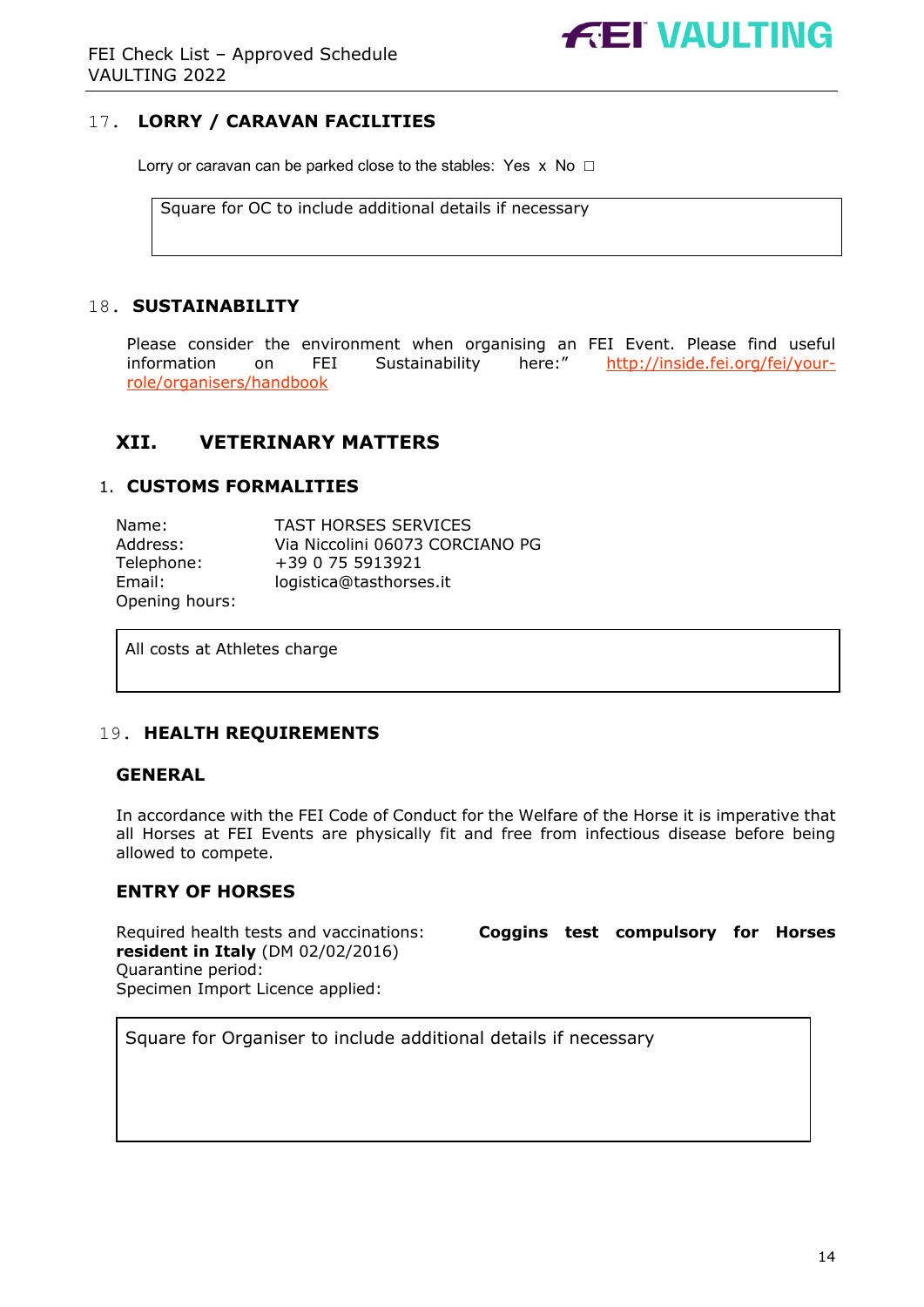## 17. LORRY / CARAVAN FACILITIES

Lorry or caravan can be parked close to the stables: Yes x No □

| Square for OC to include additional details if necessary |
|---|

## 18. SUSTAINABILITY

Please consider the environment when organising an FEI Event. Please find useful information on FEI Sustainability here:" http://inside.fei.org/fei/your-role/organisers/handbook

# XII. VETERINARY MATTERS

## 1. CUSTOMS FORMALITIES

Name: TAST HORSES SERVICES
Address: Via Niccolini 06073 CORCIANO PG
Telephone: +39 0 75 5913921
Email: logistica@tasthorses.it
Opening hours:

| All costs at Athletes charge |
|---|

## 19. HEALTH REQUIREMENTS

### GENERAL

In accordance with the FEI Code of Conduct for the Welfare of the Horse it is imperative that all Horses at FEI Events are physically fit and free from infectious disease before being allowed to compete.

### ENTRY OF HORSES

Required health tests and vaccinations: **Coggins test compulsory for Horses resident in Italy** (DM 02/02/2016)
Quarantine period:
Specimen Import Licence applied:

| Square for Organiser to include additional details if necessary |
|---|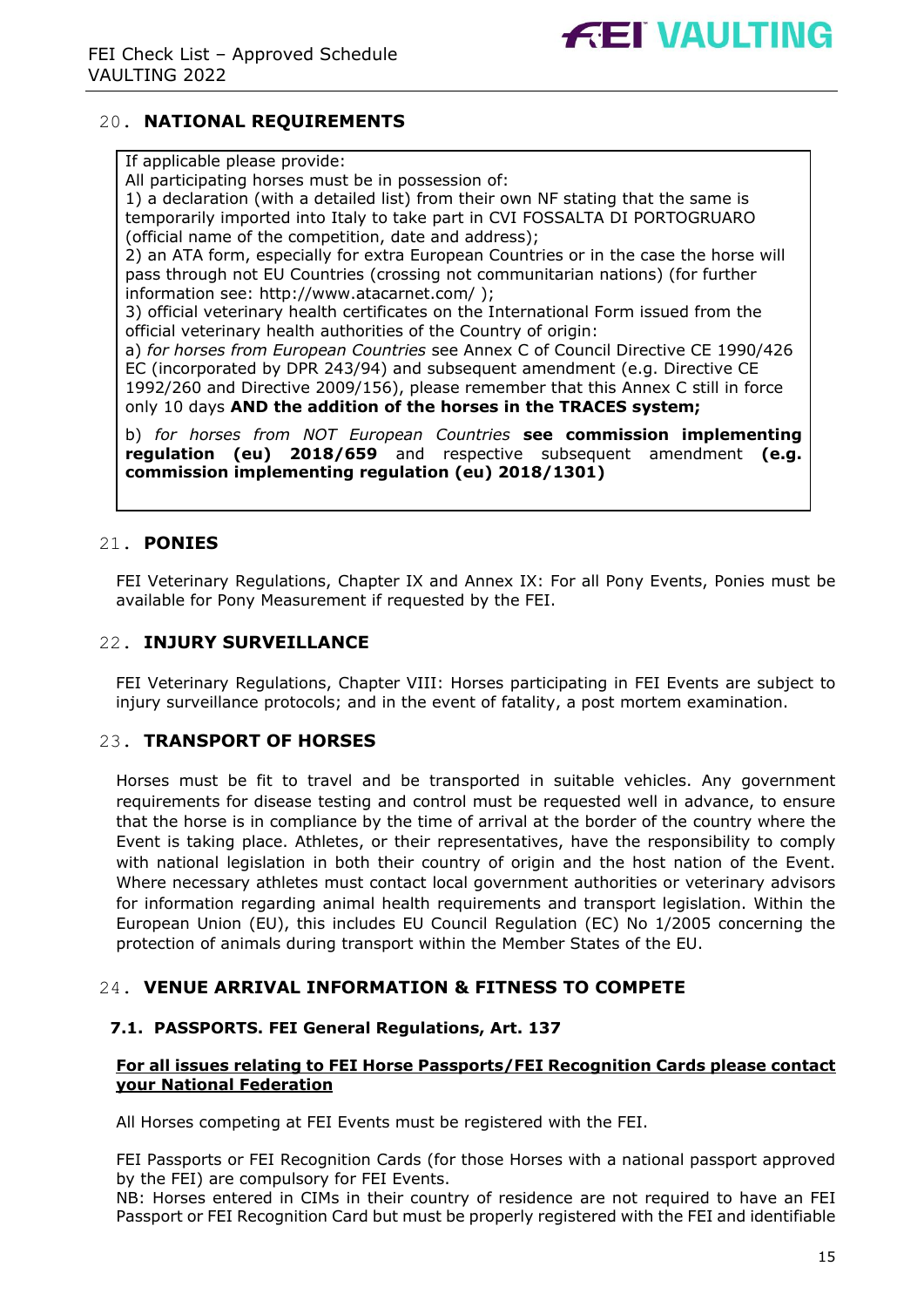## 20. NATIONAL REQUIREMENTS

If applicable please provide:
All participating horses must be in possession of:
1) a declaration (with a detailed list) from their own NF stating that the same is temporarily imported into Italy to take part in CVI FOSSALTA DI PORTOGRUARO (official name of the competition, date and address);
2) an ATA form, especially for extra European Countries or in the case the horse will pass through not EU Countries (crossing not communitarian nations) (for further information see: http://www.atacarnet.com/ );
3) official veterinary health certificates on the International Form issued from the official veterinary health authorities of the Country of origin:
a) *for horses from European Countries* see Annex C of Council Directive CE 1990/426 EC (incorporated by DPR 243/94) and subsequent amendment (e.g. Directive CE 1992/260 and Directive 2009/156), please remember that this Annex C still in force only 10 days **AND the addition of the horses in the TRACES system;**

b) *for horses from NOT European Countries* **see commission implementing regulation (eu) 2018/659** and respective subsequent amendment **(e.g. commission implementing regulation (eu) 2018/1301)**

## 21. PONIES

FEI Veterinary Regulations, Chapter IX and Annex IX: For all Pony Events, Ponies must be available for Pony Measurement if requested by the FEI.

## 22. INJURY SURVEILLANCE

FEI Veterinary Regulations, Chapter VIII: Horses participating in FEI Events are subject to injury surveillance protocols; and in the event of fatality, a post mortem examination.

## 23. TRANSPORT OF HORSES

Horses must be fit to travel and be transported in suitable vehicles. Any government requirements for disease testing and control must be requested well in advance, to ensure that the horse is in compliance by the time of arrival at the border of the country where the Event is taking place. Athletes, or their representatives, have the responsibility to comply with national legislation in both their country of origin and the host nation of the Event. Where necessary athletes must contact local government authorities or veterinary advisors for information regarding animal health requirements and transport legislation. Within the European Union (EU), this includes EU Council Regulation (EC) No 1/2005 concerning the protection of animals during transport within the Member States of the EU.

## 24. VENUE ARRIVAL INFORMATION & FITNESS TO COMPETE

### 7.1. PASSPORTS. FEI General Regulations, Art. 137

**For all issues relating to FEI Horse Passports/FEI Recognition Cards please contact your National Federation**

All Horses competing at FEI Events must be registered with the FEI.

FEI Passports or FEI Recognition Cards (for those Horses with a national passport approved by the FEI) are compulsory for FEI Events.
NB: Horses entered in CIMs in their country of residence are not required to have an FEI Passport or FEI Recognition Card but must be properly registered with the FEI and identifiable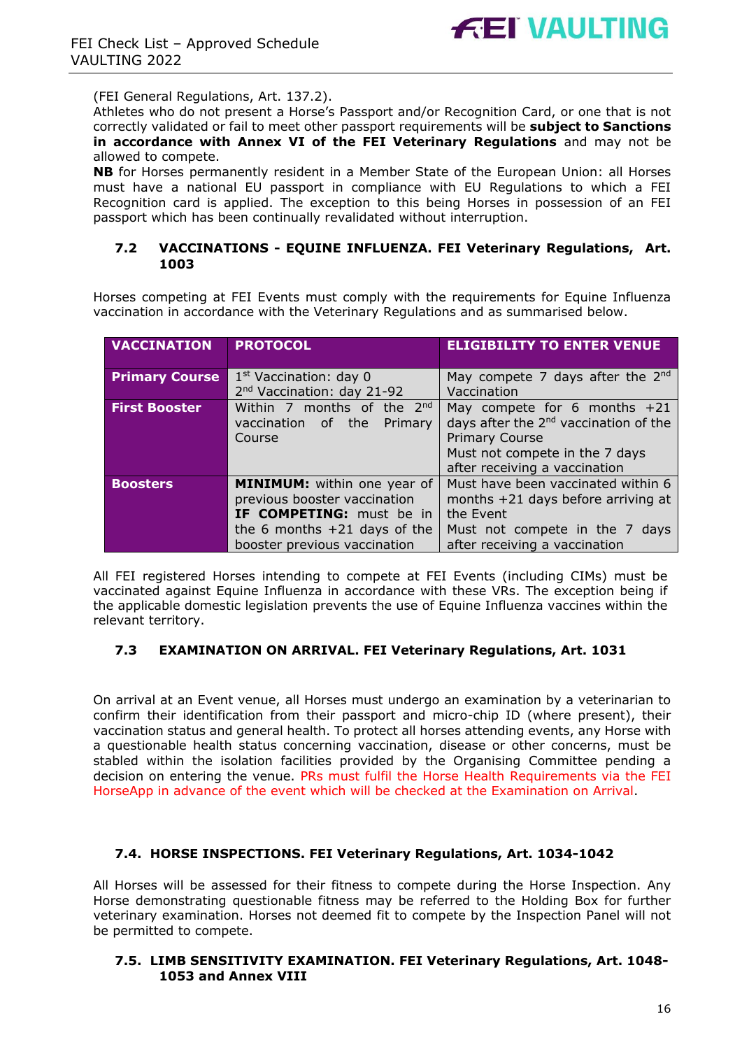(FEI General Regulations, Art. 137.2).
Athletes who do not present a Horse's Passport and/or Recognition Card, or one that is not correctly validated or fail to meet other passport requirements will be **subject to Sanctions in accordance with Annex VI of the FEI Veterinary Regulations** and may not be allowed to compete.
**NB** for Horses permanently resident in a Member State of the European Union: all Horses must have a national EU passport in compliance with EU Regulations to which a FEI Recognition card is applied. The exception to this being Horses in possession of an FEI passport which has been continually revalidated without interruption.

### 7.2 VACCINATIONS - EQUINE INFLUENZA. FEI Veterinary Regulations, Art. 1003

Horses competing at FEI Events must comply with the requirements for Equine Influenza vaccination in accordance with the Veterinary Regulations and as summarised below.

| VACCINATION | PROTOCOL | ELIGIBILITY TO ENTER VENUE |
|---|---|---|
| **Primary Course** | 1st Vaccination: day 0<br>2nd Vaccination: day 21-92 | May compete 7 days after the 2nd Vaccination |
| **First Booster** | Within 7 months of the 2nd vaccination of the Primary Course | May compete for 6 months +21 days after the 2nd vaccination of the Primary Course<br>Must not compete in the 7 days after receiving a vaccination |
| **Boosters** | **MINIMUM:** within one year of previous booster vaccination<br>**IF COMPETING:** must be in the 6 months +21 days of the booster previous vaccination | Must have been vaccinated within 6 months +21 days before arriving at the Event<br>Must not compete in the 7 days after receiving a vaccination |

All FEI registered Horses intending to compete at FEI Events (including CIMs) must be vaccinated against Equine Influenza in accordance with these VRs. The exception being if the applicable domestic legislation prevents the use of Equine Influenza vaccines within the relevant territory.

### 7.3 EXAMINATION ON ARRIVAL. FEI Veterinary Regulations, Art. 1031

On arrival at an Event venue, all Horses must undergo an examination by a veterinarian to confirm their identification from their passport and micro-chip ID (where present), their vaccination status and general health. To protect all horses attending events, any Horse with a questionable health status concerning vaccination, disease or other concerns, must be stabled within the isolation facilities provided by the Organising Committee pending a decision on entering the venue. PRs must fulfil the Horse Health Requirements via the FEI HorseApp in advance of the event which will be checked at the Examination on Arrival.

### 7.4. HORSE INSPECTIONS. FEI Veterinary Regulations, Art. 1034-1042

All Horses will be assessed for their fitness to compete during the Horse Inspection. Any Horse demonstrating questionable fitness may be referred to the Holding Box for further veterinary examination. Horses not deemed fit to compete by the Inspection Panel will not be permitted to compete.

### 7.5. LIMB SENSITIVITY EXAMINATION. FEI Veterinary Regulations, Art. 1048-1053 and Annex VIII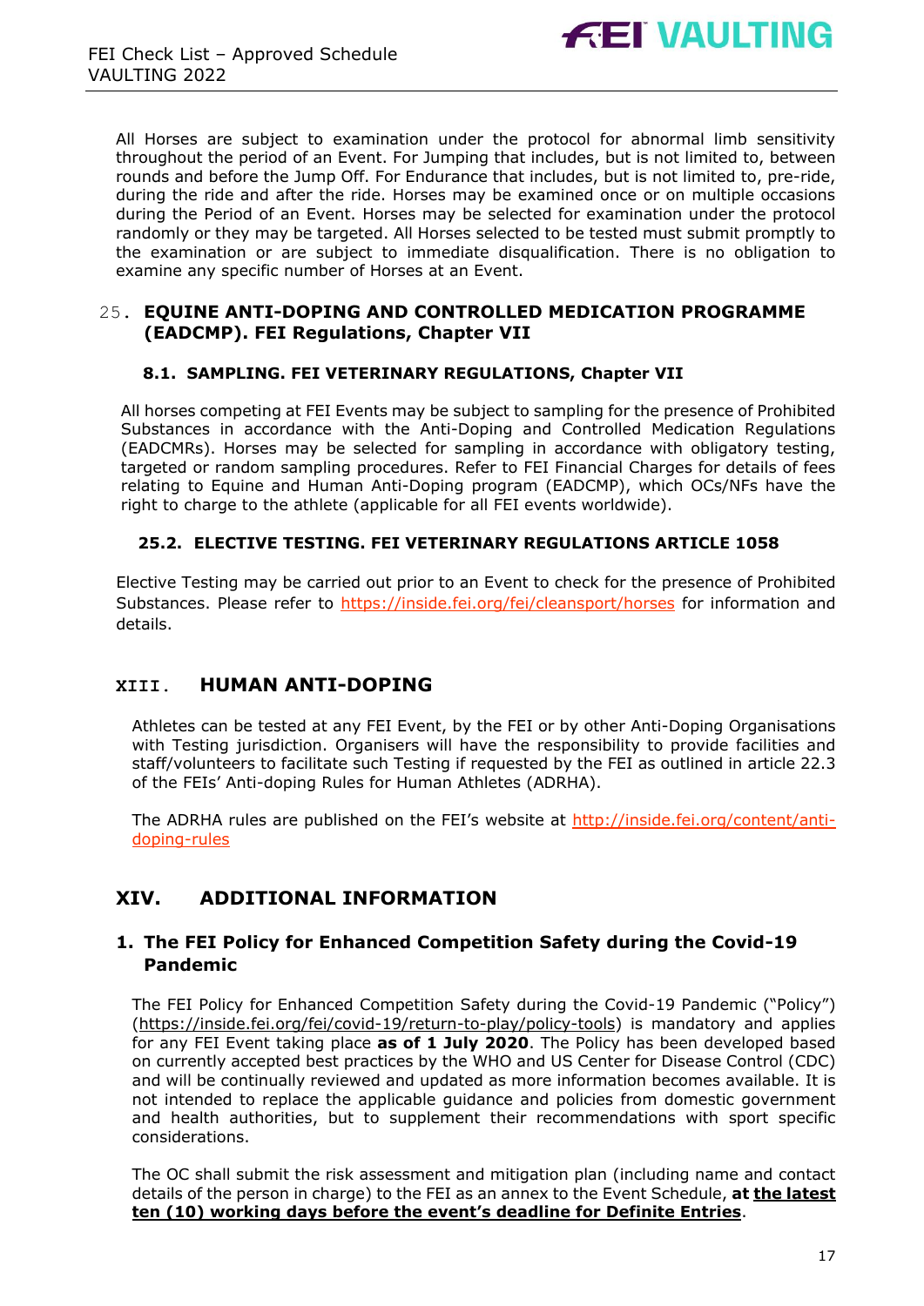All Horses are subject to examination under the protocol for abnormal limb sensitivity throughout the period of an Event. For Jumping that includes, but is not limited to, between rounds and before the Jump Off. For Endurance that includes, but is not limited to, pre-ride, during the ride and after the ride. Horses may be examined once or on multiple occasions during the Period of an Event. Horses may be selected for examination under the protocol randomly or they may be targeted. All Horses selected to be tested must submit promptly to the examination or are subject to immediate disqualification. There is no obligation to examine any specific number of Horses at an Event.

## 25. EQUINE ANTI-DOPING AND CONTROLLED MEDICATION PROGRAMME (EADCMP). FEI Regulations, Chapter VII

### 8.1. SAMPLING. FEI VETERINARY REGULATIONS, Chapter VII

All horses competing at FEI Events may be subject to sampling for the presence of Prohibited Substances in accordance with the Anti-Doping and Controlled Medication Regulations (EADCMRs). Horses may be selected for sampling in accordance with obligatory testing, targeted or random sampling procedures. Refer to FEI Financial Charges for details of fees relating to Equine and Human Anti-Doping program (EADCMP), which OCs/NFs have the right to charge to the athlete (applicable for all FEI events worldwide).

### 25.2. ELECTIVE TESTING. FEI VETERINARY REGULATIONS ARTICLE 1058

Elective Testing may be carried out prior to an Event to check for the presence of Prohibited Substances. Please refer to https://inside.fei.org/fei/cleansport/horses for information and details.

# XIII. HUMAN ANTI-DOPING

Athletes can be tested at any FEI Event, by the FEI or by other Anti-Doping Organisations with Testing jurisdiction. Organisers will have the responsibility to provide facilities and staff/volunteers to facilitate such Testing if requested by the FEI as outlined in article 22.3 of the FEIs' Anti-doping Rules for Human Athletes (ADRHA).

The ADRHA rules are published on the FEI's website at http://inside.fei.org/content/anti-doping-rules

# XIV. ADDITIONAL INFORMATION

## 1. The FEI Policy for Enhanced Competition Safety during the Covid-19 Pandemic

The FEI Policy for Enhanced Competition Safety during the Covid-19 Pandemic ("Policy") (https://inside.fei.org/fei/covid-19/return-to-play/policy-tools) is mandatory and applies for any FEI Event taking place **as of 1 July 2020**. The Policy has been developed based on currently accepted best practices by the WHO and US Center for Disease Control (CDC) and will be continually reviewed and updated as more information becomes available. It is not intended to replace the applicable guidance and policies from domestic government and health authorities, but to supplement their recommendations with sport specific considerations.

The OC shall submit the risk assessment and mitigation plan (including name and contact details of the person in charge) to the FEI as an annex to the Event Schedule, **at the latest ten (10) working days before the event's deadline for Definite Entries**.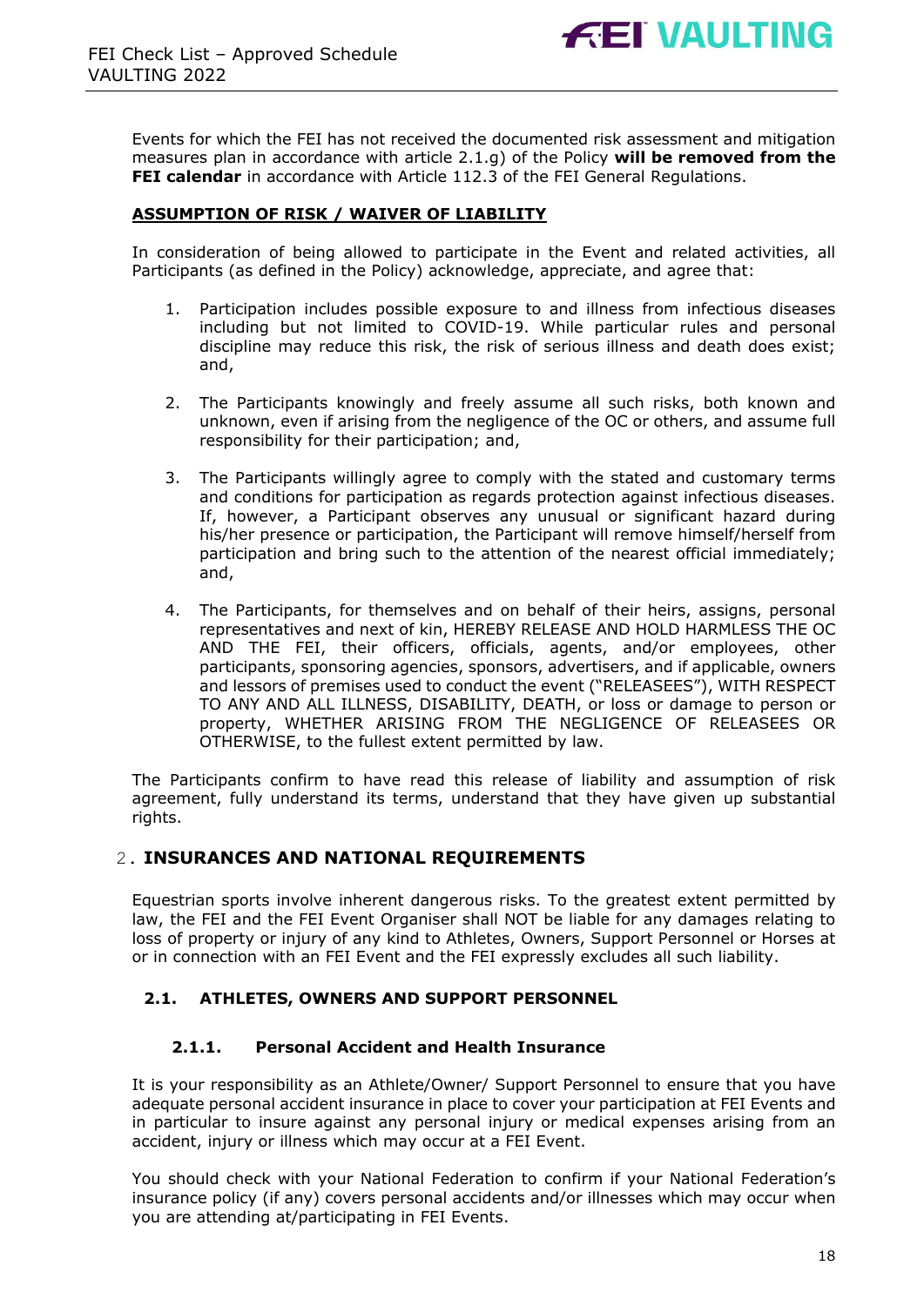Events for which the FEI has not received the documented risk assessment and mitigation measures plan in accordance with article 2.1.g) of the Policy **will be removed from the FEI calendar** in accordance with Article 112.3 of the FEI General Regulations.

**ASSUMPTION OF RISK / WAIVER OF LIABILITY**

In consideration of being allowed to participate in the Event and related activities, all Participants (as defined in the Policy) acknowledge, appreciate, and agree that:

1. Participation includes possible exposure to and illness from infectious diseases including but not limited to COVID-19. While particular rules and personal discipline may reduce this risk, the risk of serious illness and death does exist; and,

2. The Participants knowingly and freely assume all such risks, both known and unknown, even if arising from the negligence of the OC or others, and assume full responsibility for their participation; and,

3. The Participants willingly agree to comply with the stated and customary terms and conditions for participation as regards protection against infectious diseases. If, however, a Participant observes any unusual or significant hazard during his/her presence or participation, the Participant will remove himself/herself from participation and bring such to the attention of the nearest official immediately; and,

4. The Participants, for themselves and on behalf of their heirs, assigns, personal representatives and next of kin, HEREBY RELEASE AND HOLD HARMLESS THE OC AND THE FEI, their officers, officials, agents, and/or employees, other participants, sponsoring agencies, sponsors, advertisers, and if applicable, owners and lessors of premises used to conduct the event ("RELEASEES"), WITH RESPECT TO ANY AND ALL ILLNESS, DISABILITY, DEATH, or loss or damage to person or property, WHETHER ARISING FROM THE NEGLIGENCE OF RELEASEES OR OTHERWISE, to the fullest extent permitted by law.

The Participants confirm to have read this release of liability and assumption of risk agreement, fully understand its terms, understand that they have given up substantial rights.

## 2. INSURANCES AND NATIONAL REQUIREMENTS

Equestrian sports involve inherent dangerous risks. To the greatest extent permitted by law, the FEI and the FEI Event Organiser shall NOT be liable for any damages relating to loss of property or injury of any kind to Athletes, Owners, Support Personnel or Horses at or in connection with an FEI Event and the FEI expressly excludes all such liability.

### 2.1. ATHLETES, OWNERS AND SUPPORT PERSONNEL

#### 2.1.1. Personal Accident and Health Insurance

It is your responsibility as an Athlete/Owner/ Support Personnel to ensure that you have adequate personal accident insurance in place to cover your participation at FEI Events and in particular to insure against any personal injury or medical expenses arising from an accident, injury or illness which may occur at a FEI Event.

You should check with your National Federation to confirm if your National Federation's insurance policy (if any) covers personal accidents and/or illnesses which may occur when you are attending at/participating in FEI Events.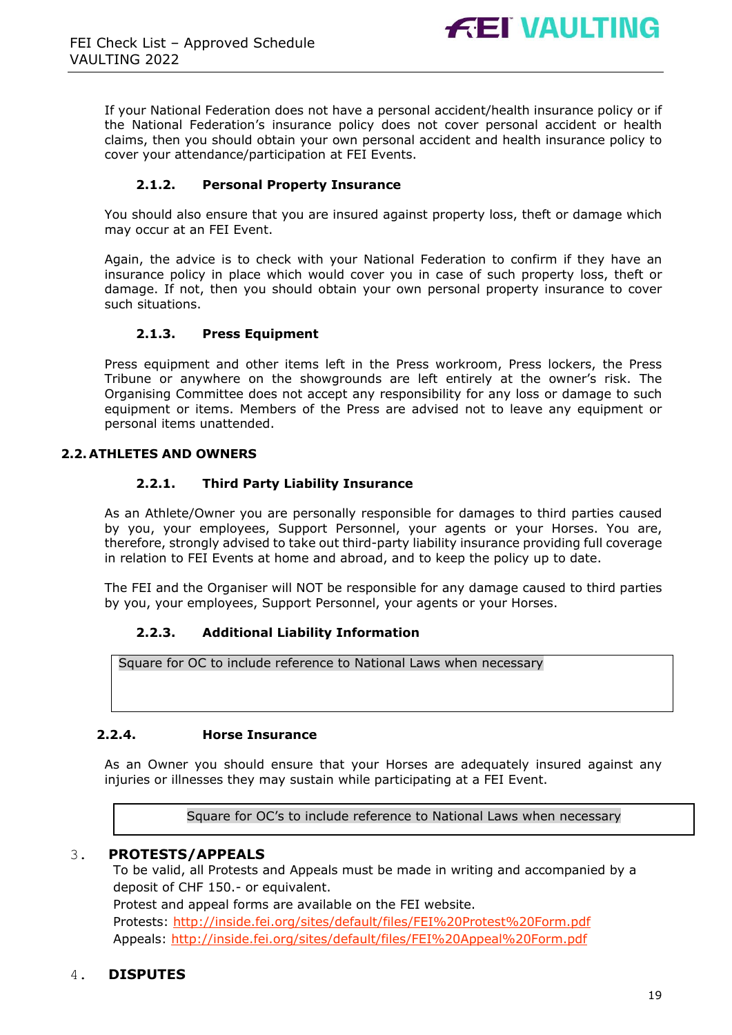If your National Federation does not have a personal accident/health insurance policy or if the National Federation's insurance policy does not cover personal accident or health claims, then you should obtain your own personal accident and health insurance policy to cover your attendance/participation at FEI Events.

### 2.1.2. Personal Property Insurance

You should also ensure that you are insured against property loss, theft or damage which may occur at an FEI Event.

Again, the advice is to check with your National Federation to confirm if they have an insurance policy in place which would cover you in case of such property loss, theft or damage. If not, then you should obtain your own personal property insurance to cover such situations.

### 2.1.3. Press Equipment

Press equipment and other items left in the Press workroom, Press lockers, the Press Tribune or anywhere on the showgrounds are left entirely at the owner's risk. The Organising Committee does not accept any responsibility for any loss or damage to such equipment or items. Members of the Press are advised not to leave any equipment or personal items unattended.

## 2.2. ATHLETES AND OWNERS

### 2.2.1. Third Party Liability Insurance

As an Athlete/Owner you are personally responsible for damages to third parties caused by you, your employees, Support Personnel, your agents or your Horses. You are, therefore, strongly advised to take out third-party liability insurance providing full coverage in relation to FEI Events at home and abroad, and to keep the policy up to date.

The FEI and the Organiser will NOT be responsible for any damage caused to third parties by you, your employees, Support Personnel, your agents or your Horses.

### 2.2.3. Additional Liability Information

| Square for OC to include reference to National Laws when necessary |
|---|

### 2.2.4. Horse Insurance

As an Owner you should ensure that your Horses are adequately insured against any injuries or illnesses they may sustain while participating at a FEI Event.

| Square for OC's to include reference to National Laws when necessary |
|---|

## 3. PROTESTS/APPEALS

To be valid, all Protests and Appeals must be made in writing and accompanied by a deposit of CHF 150.- or equivalent.

Protest and appeal forms are available on the FEI website.

Protests: http://inside.fei.org/sites/default/files/FEI%20Protest%20Form.pdf

Appeals: http://inside.fei.org/sites/default/files/FEI%20Appeal%20Form.pdf

## 4. DISPUTES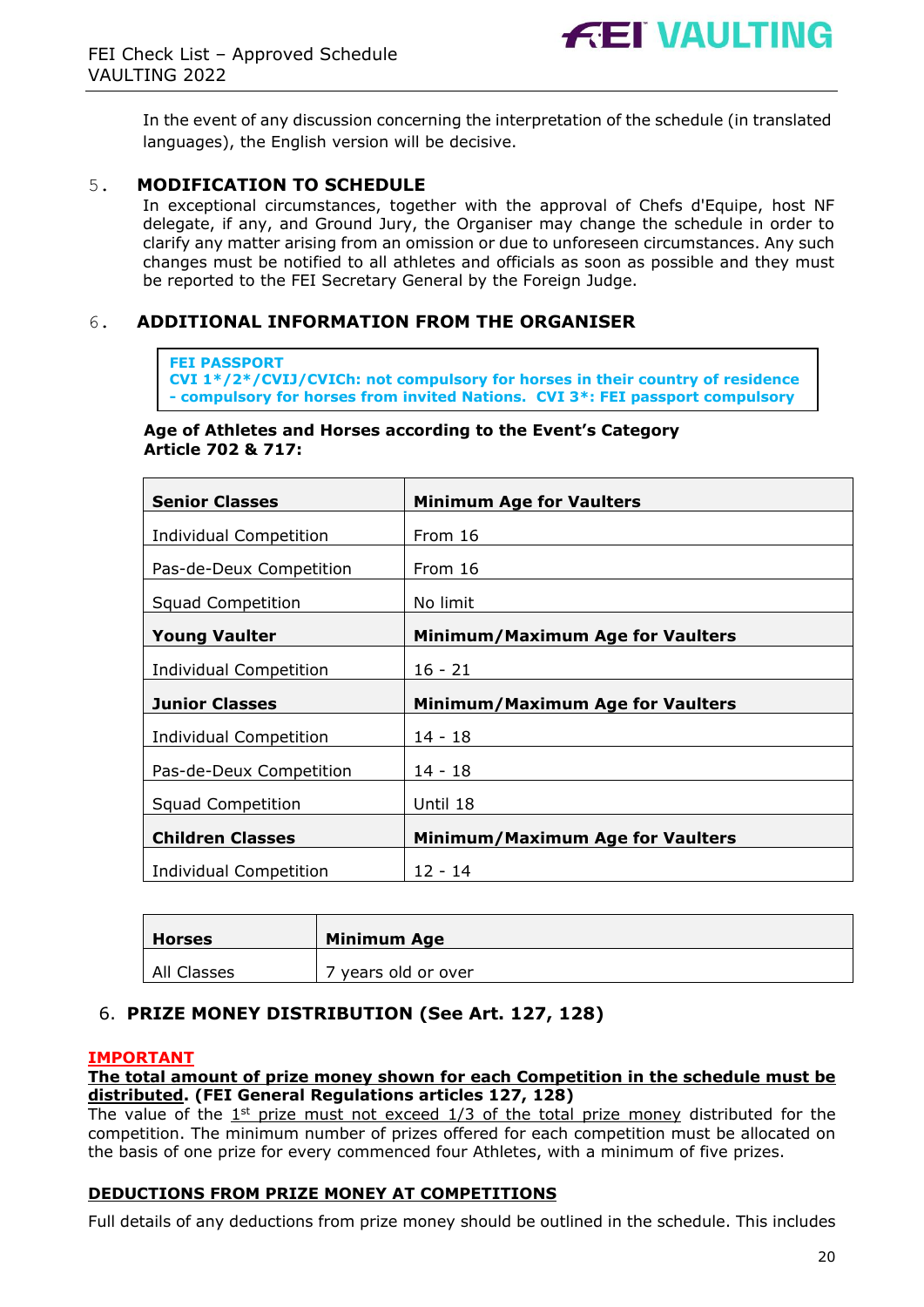In the event of any discussion concerning the interpretation of the schedule (in translated languages), the English version will be decisive.

## 5. MODIFICATION TO SCHEDULE

In exceptional circumstances, together with the approval of Chefs d'Equipe, host NF delegate, if any, and Ground Jury, the Organiser may change the schedule in order to clarify any matter arising from an omission or due to unforeseen circumstances. Any such changes must be notified to all athletes and officials as soon as possible and they must be reported to the FEI Secretary General by the Foreign Judge.

## 6. ADDITIONAL INFORMATION FROM THE ORGANISER

**FEI PASSPORT**
**CVI 1\*/2\*/CVIJ/CVICh: not compulsory for horses in their country of residence - compulsory for horses from invited Nations. CVI 3\*: FEI passport compulsory**

**Age of Athletes and Horses according to the Event's Category Article 702 & 717:**

| **Senior Classes** | **Minimum Age for Vaulters** |
|---|---|
| Individual Competition | From 16 |
| Pas-de-Deux Competition | From 16 |
| Squad Competition | No limit |
| **Young Vaulter** | **Minimum/Maximum Age for Vaulters** |
| Individual Competition | 16 - 21 |
| **Junior Classes** | **Minimum/Maximum Age for Vaulters** |
| Individual Competition | 14 - 18 |
| Pas-de-Deux Competition | 14 - 18 |
| Squad Competition | Until 18 |
| **Children Classes** | **Minimum/Maximum Age for Vaulters** |
| Individual Competition | 12 - 14 |

| **Horses** | **Minimum Age** |
|---|---|
| All Classes | 7 years old or over |

## 6. PRIZE MONEY DISTRIBUTION (See Art. 127, 128)

**IMPORTANT**

**The total amount of prize money shown for each Competition in the schedule must be distributed. (FEI General Regulations articles 127, 128)**

The value of the 1st prize must not exceed 1/3 of the total prize money distributed for the competition. The minimum number of prizes offered for each competition must be allocated on the basis of one prize for every commenced four Athletes, with a minimum of five prizes.

**DEDUCTIONS FROM PRIZE MONEY AT COMPETITIONS**

Full details of any deductions from prize money should be outlined in the schedule. This includes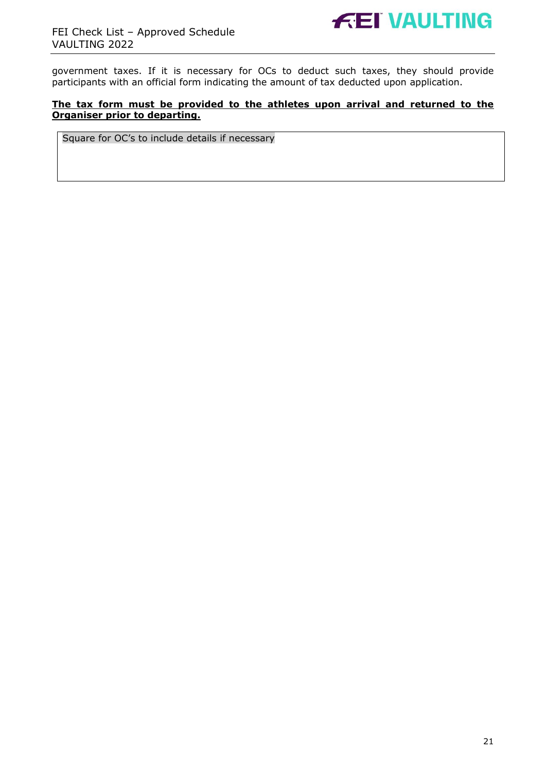government taxes. If it is necessary for OCs to deduct such taxes, they should provide participants with an official form indicating the amount of tax deducted upon application.

**The tax form must be provided to the athletes upon arrival and returned to the Organiser prior to departing.**

| Square for OC's to include details if necessary |
| --- |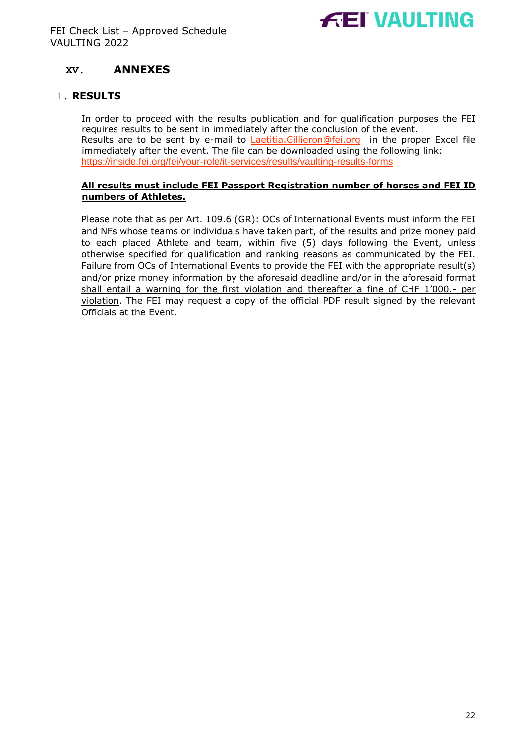# XV. ANNEXES

## 1. RESULTS

In order to proceed with the results publication and for qualification purposes the FEI requires results to be sent in immediately after the conclusion of the event.
Results are to be sent by e-mail to Laetitia.Gillieron@fei.org in the proper Excel file immediately after the event. The file can be downloaded using the following link:
https://inside.fei.org/fei/your-role/it-services/results/vaulting-results-forms

**All results must include FEI Passport Registration number of horses and FEI ID numbers of Athletes.**

Please note that as per Art. 109.6 (GR): OCs of International Events must inform the FEI and NFs whose teams or individuals have taken part, of the results and prize money paid to each placed Athlete and team, within five (5) days following the Event, unless otherwise specified for qualification and ranking reasons as communicated by the FEI. Failure from OCs of International Events to provide the FEI with the appropriate result(s) and/or prize money information by the aforesaid deadline and/or in the aforesaid format shall entail a warning for the first violation and thereafter a fine of CHF 1'000.- per violation. The FEI may request a copy of the official PDF result signed by the relevant Officials at the Event.